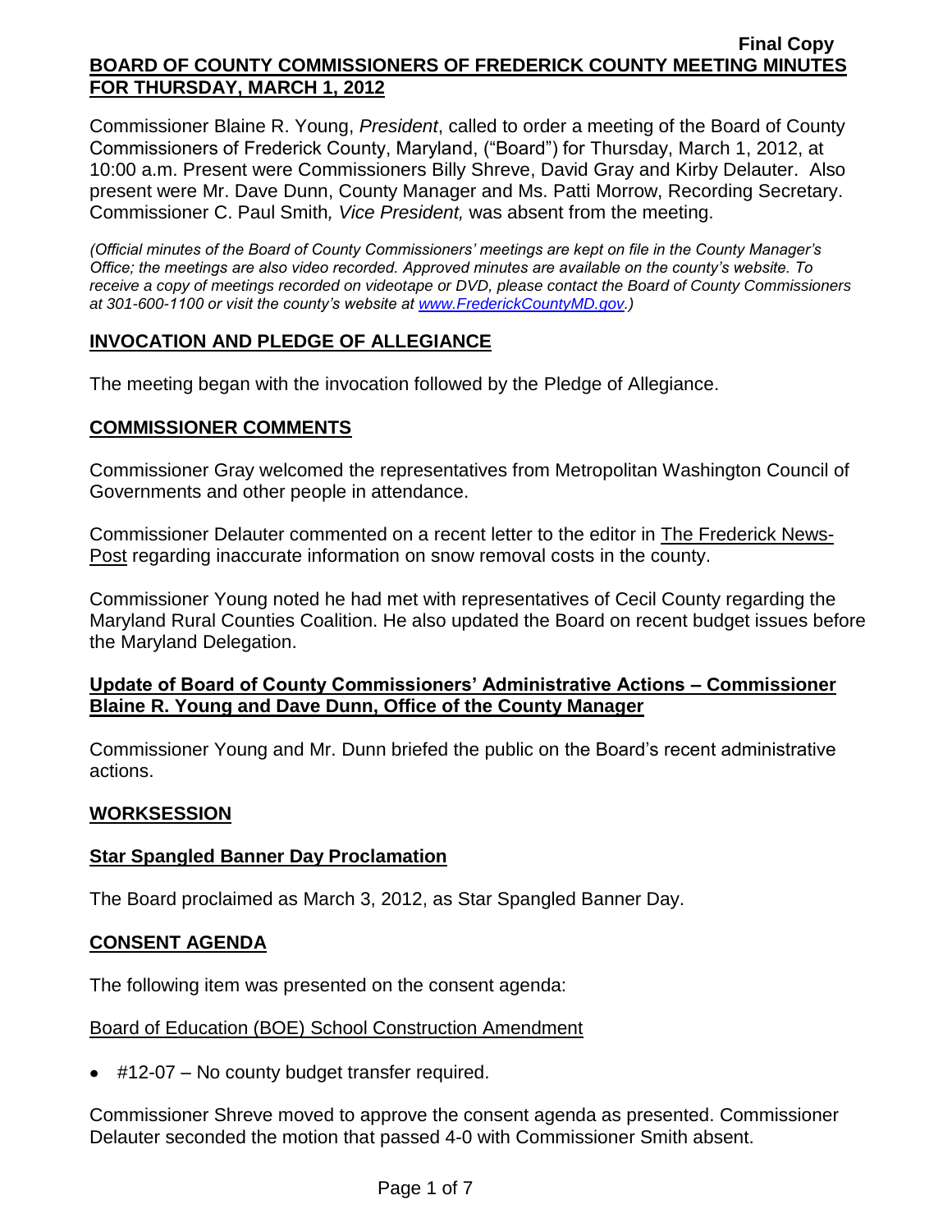Final Copy

# BOARD OF COUNTY COMMISSIONERS OF FREDERICK COUNTY MEETING MINUTES FOR THURSDAY, MARCH 1, 2012

Commissioner Blaine R. Young, *President*, called to order a meeting of the Board of County Commissioners of Frederick County, Maryland, ("Board") for Thursday, March 1, 2012, at 10:00 a.m. Present were Commissioners Billy Shreve, David Gray and Kirby Delauter. Also present were Mr. Dave Dunn, County Manager and Ms. Patti Morrow, Recording Secretary. Commissioner C. Paul Smith*, Vice President,* was absent from the meeting.

*(Official minutes of the Board of County Commissioners' meetings are kept on file in the County Manager's Office; the meetings are also video recorded. Approved minutes are available on the county's website. To receive a copy of meetings recorded on videotape or DVD, please contact the Board of County Commissioners at 301-600-1100 or visit the county's website at www.FrederickCountyMD.gov.)*

## INVOCATION AND PLEDGE OF ALLEGIANCE

The meeting began with the invocation followed by the Pledge of Allegiance.

## COMMISSIONER COMMENTS

Commissioner Gray welcomed the representatives from Metropolitan Washington Council of Governments and other people in attendance.

Commissioner Delauter commented on a recent letter to the editor in The Frederick News-Post regarding inaccurate information on snow removal costs in the county.

Commissioner Young noted he had met with representatives of Cecil County regarding the Maryland Rural Counties Coalition. He also updated the Board on recent budget issues before the Maryland Delegation.

## Update of Board of County Commissioners' Administrative Actions – Commissioner Blaine R. Young and Dave Dunn, Office of the County Manager

Commissioner Young and Mr. Dunn briefed the public on the Board's recent administrative actions.

## WORKSESSION

### Star Spangled Banner Day Proclamation

The Board proclaimed as March 3, 2012, as Star Spangled Banner Day.

## CONSENT AGENDA

The following item was presented on the consent agenda:

Board of Education (BOE) School Construction Amendment

- #12-07 – No county budget transfer required.

Commissioner Shreve moved to approve the consent agenda as presented. Commissioner Delauter seconded the motion that passed 4-0 with Commissioner Smith absent.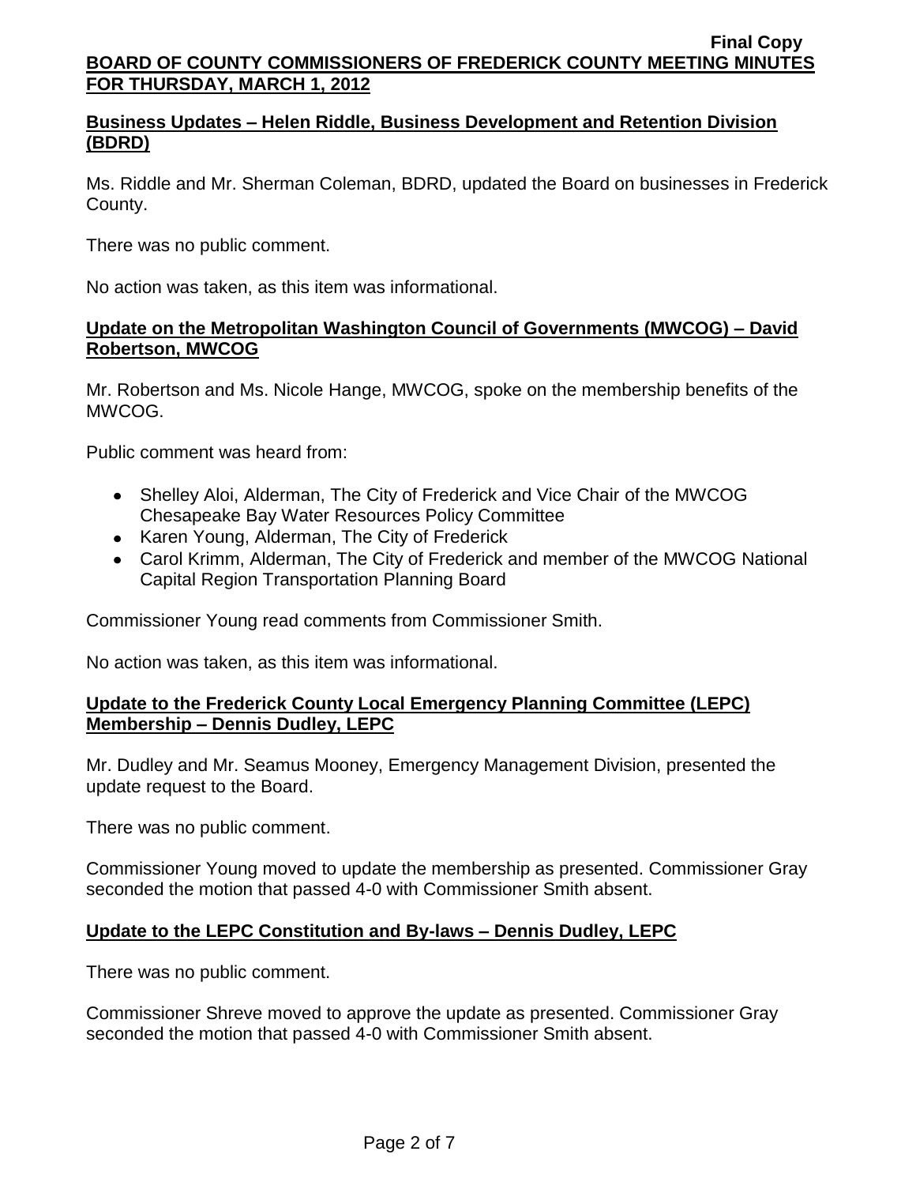## Business Updates – Helen Riddle, Business Development and Retention Division (BDRD)

Ms. Riddle and Mr. Sherman Coleman, BDRD, updated the Board on businesses in Frederick County.

There was no public comment.

No action was taken, as this item was informational.

## Update on the Metropolitan Washington Council of Governments (MWCOG) – David Robertson, MWCOG

Mr. Robertson and Ms. Nicole Hange, MWCOG, spoke on the membership benefits of the MWCOG.

Public comment was heard from:

- Shelley Aloi, Alderman, The City of Frederick and Vice Chair of the MWCOG Chesapeake Bay Water Resources Policy Committee
- Karen Young, Alderman, The City of Frederick
- Carol Krimm, Alderman, The City of Frederick and member of the MWCOG National Capital Region Transportation Planning Board

Commissioner Young read comments from Commissioner Smith.

No action was taken, as this item was informational.

## Update to the Frederick County Local Emergency Planning Committee (LEPC) Membership – Dennis Dudley, LEPC

Mr. Dudley and Mr. Seamus Mooney, Emergency Management Division, presented the update request to the Board.

There was no public comment.

Commissioner Young moved to update the membership as presented. Commissioner Gray seconded the motion that passed 4-0 with Commissioner Smith absent.

## Update to the LEPC Constitution and By-laws – Dennis Dudley, LEPC

There was no public comment.

Commissioner Shreve moved to approve the update as presented. Commissioner Gray seconded the motion that passed 4-0 with Commissioner Smith absent.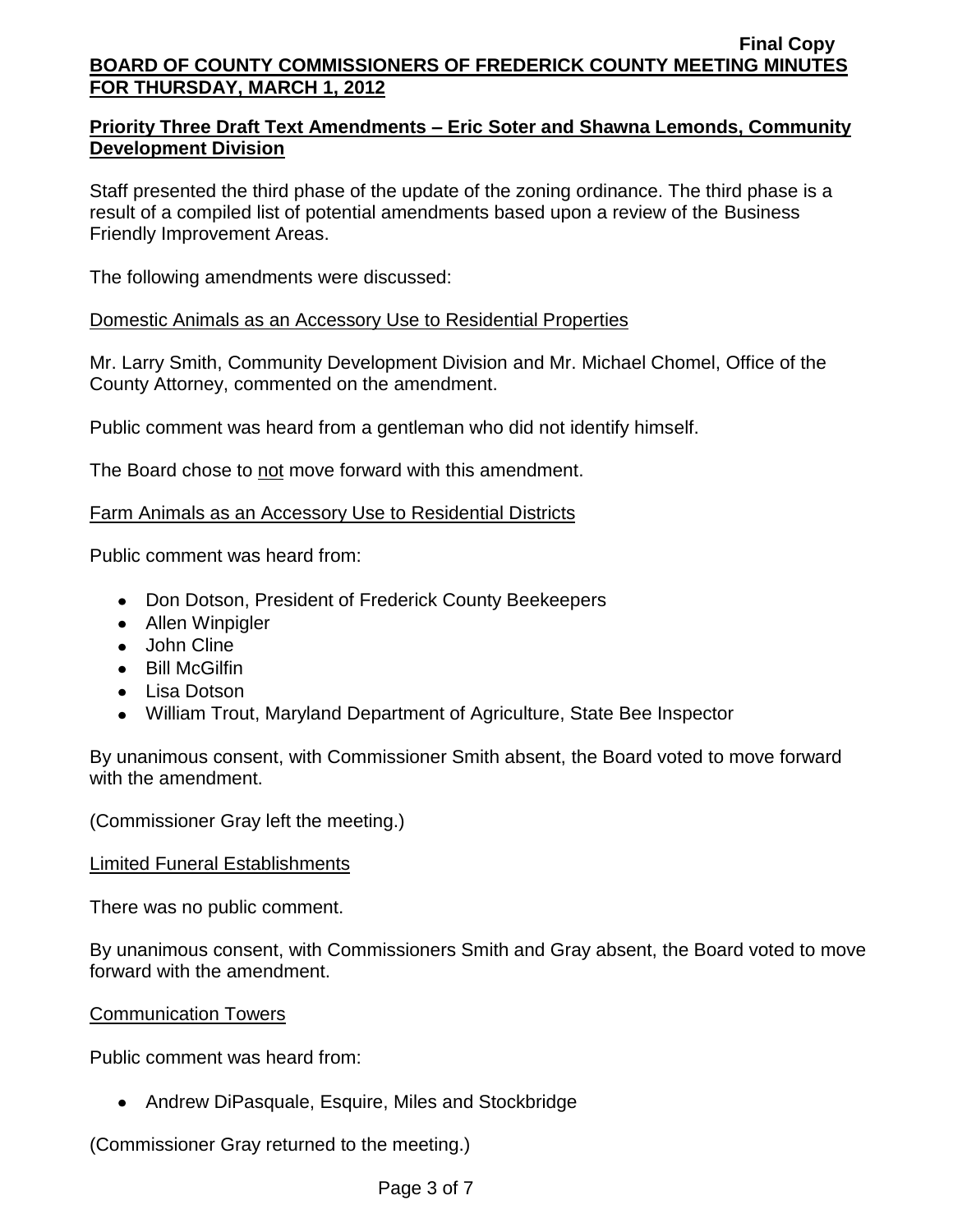## Priority Three Draft Text Amendments – Eric Soter and Shawna Lemonds, Community Development Division

Staff presented the third phase of the update of the zoning ordinance. The third phase is a result of a compiled list of potential amendments based upon a review of the Business Friendly Improvement Areas.

The following amendments were discussed:

Domestic Animals as an Accessory Use to Residential Properties

Mr. Larry Smith, Community Development Division and Mr. Michael Chomel, Office of the County Attorney, commented on the amendment.

Public comment was heard from a gentleman who did not identify himself.

The Board chose to not move forward with this amendment.

Farm Animals as an Accessory Use to Residential Districts

Public comment was heard from:

- Don Dotson, President of Frederick County Beekeepers
- Allen Winpigler
- John Cline
- Bill McGilfin
- Lisa Dotson
- William Trout, Maryland Department of Agriculture, State Bee Inspector

By unanimous consent, with Commissioner Smith absent, the Board voted to move forward with the amendment.

(Commissioner Gray left the meeting.)

Limited Funeral Establishments

There was no public comment.

By unanimous consent, with Commissioners Smith and Gray absent, the Board voted to move forward with the amendment.

Communication Towers

Public comment was heard from:

- Andrew DiPasquale, Esquire, Miles and Stockbridge

(Commissioner Gray returned to the meeting.)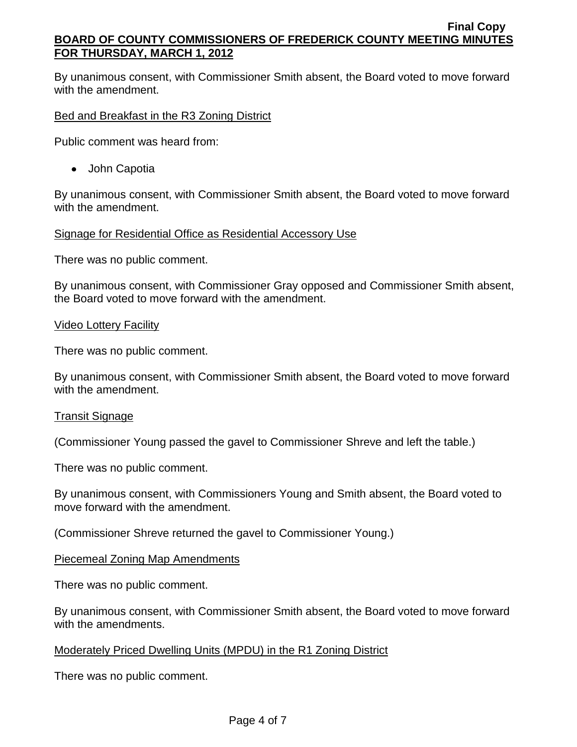By unanimous consent, with Commissioner Smith absent, the Board voted to move forward with the amendment.

Bed and Breakfast in the R3 Zoning District

Public comment was heard from:

- John Capotia

By unanimous consent, with Commissioner Smith absent, the Board voted to move forward with the amendment.

Signage for Residential Office as Residential Accessory Use

There was no public comment.

By unanimous consent, with Commissioner Gray opposed and Commissioner Smith absent, the Board voted to move forward with the amendment.

Video Lottery Facility

There was no public comment.

By unanimous consent, with Commissioner Smith absent, the Board voted to move forward with the amendment.

Transit Signage

(Commissioner Young passed the gavel to Commissioner Shreve and left the table.)

There was no public comment.

By unanimous consent, with Commissioners Young and Smith absent, the Board voted to move forward with the amendment.

(Commissioner Shreve returned the gavel to Commissioner Young.)

Piecemeal Zoning Map Amendments

There was no public comment.

By unanimous consent, with Commissioner Smith absent, the Board voted to move forward with the amendments.

Moderately Priced Dwelling Units (MPDU) in the R1 Zoning District

There was no public comment.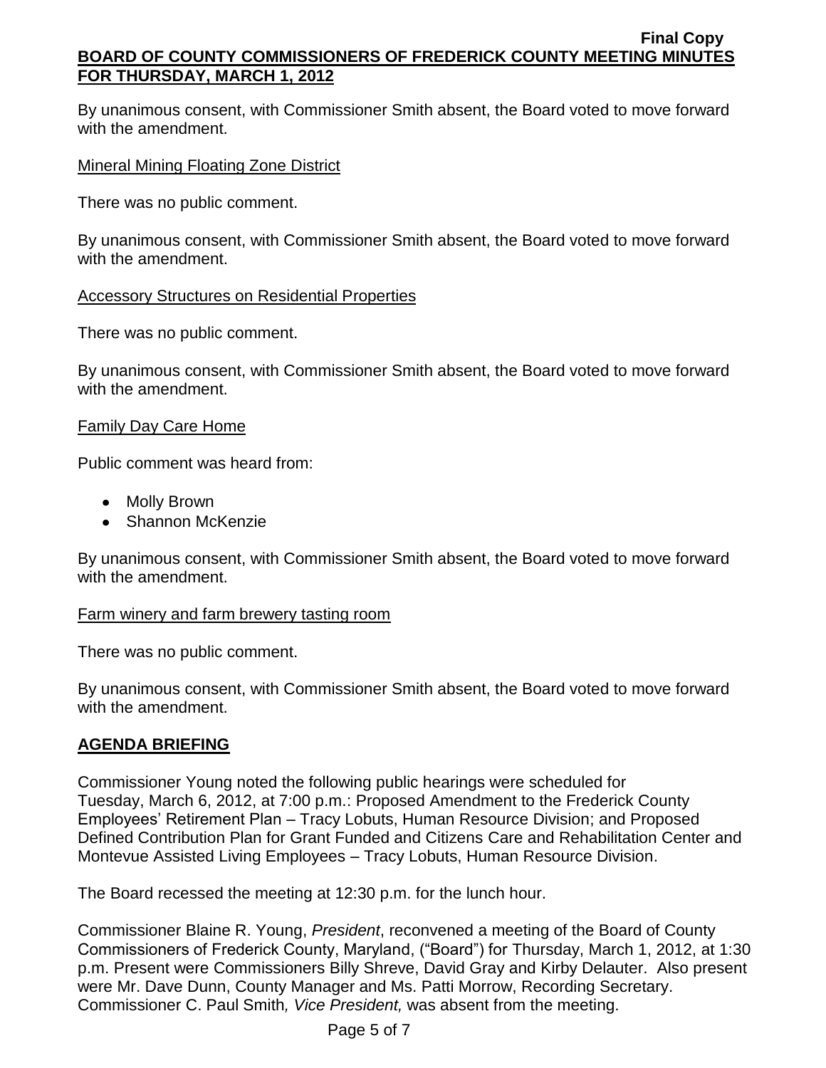By unanimous consent, with Commissioner Smith absent, the Board voted to move forward with the amendment.

Mineral Mining Floating Zone District

There was no public comment.

By unanimous consent, with Commissioner Smith absent, the Board voted to move forward with the amendment.

Accessory Structures on Residential Properties

There was no public comment.

By unanimous consent, with Commissioner Smith absent, the Board voted to move forward with the amendment.

Family Day Care Home

Public comment was heard from:

- Molly Brown
- Shannon McKenzie

By unanimous consent, with Commissioner Smith absent, the Board voted to move forward with the amendment.

Farm winery and farm brewery tasting room

There was no public comment.

By unanimous consent, with Commissioner Smith absent, the Board voted to move forward with the amendment.

## AGENDA BRIEFING

Commissioner Young noted the following public hearings were scheduled for Tuesday, March 6, 2012, at 7:00 p.m.: Proposed Amendment to the Frederick County Employees' Retirement Plan – Tracy Lobuts, Human Resource Division; and Proposed Defined Contribution Plan for Grant Funded and Citizens Care and Rehabilitation Center and Montevue Assisted Living Employees – Tracy Lobuts, Human Resource Division.

The Board recessed the meeting at 12:30 p.m. for the lunch hour.

Commissioner Blaine R. Young, *President*, reconvened a meeting of the Board of County Commissioners of Frederick County, Maryland, ("Board") for Thursday, March 1, 2012, at 1:30 p.m. Present were Commissioners Billy Shreve, David Gray and Kirby Delauter. Also present were Mr. Dave Dunn, County Manager and Ms. Patti Morrow, Recording Secretary. Commissioner C. Paul Smith*, Vice President,* was absent from the meeting.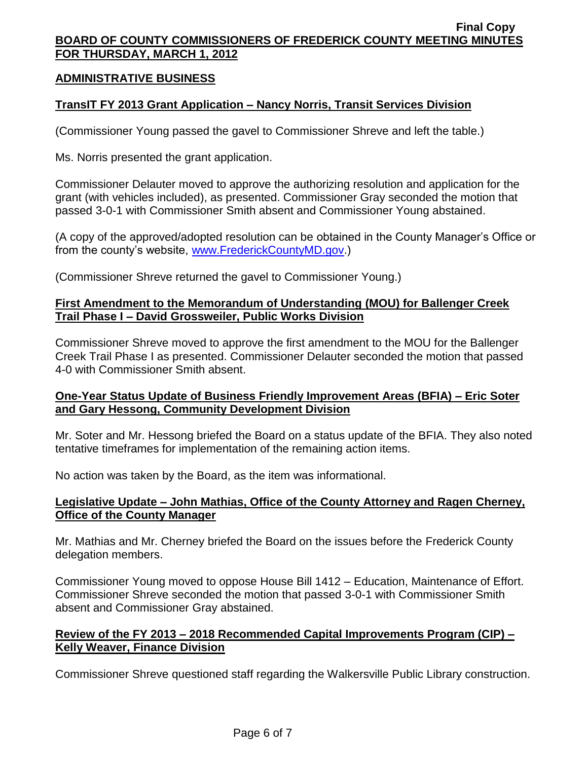## ADMINISTRATIVE BUSINESS

### TransIT FY 2013 Grant Application – Nancy Norris, Transit Services Division

(Commissioner Young passed the gavel to Commissioner Shreve and left the table.)

Ms. Norris presented the grant application.

Commissioner Delauter moved to approve the authorizing resolution and application for the grant (with vehicles included), as presented. Commissioner Gray seconded the motion that passed 3-0-1 with Commissioner Smith absent and Commissioner Young abstained.

(A copy of the approved/adopted resolution can be obtained in the County Manager's Office or from the county's website, www.FrederickCountyMD.gov.)

(Commissioner Shreve returned the gavel to Commissioner Young.)

### First Amendment to the Memorandum of Understanding (MOU) for Ballenger Creek Trail Phase I – David Grossweiler, Public Works Division

Commissioner Shreve moved to approve the first amendment to the MOU for the Ballenger Creek Trail Phase I as presented. Commissioner Delauter seconded the motion that passed 4-0 with Commissioner Smith absent.

### One-Year Status Update of Business Friendly Improvement Areas (BFIA) – Eric Soter and Gary Hessong, Community Development Division

Mr. Soter and Mr. Hessong briefed the Board on a status update of the BFIA. They also noted tentative timeframes for implementation of the remaining action items.

No action was taken by the Board, as the item was informational.

### Legislative Update – John Mathias, Office of the County Attorney and Ragen Cherney, Office of the County Manager

Mr. Mathias and Mr. Cherney briefed the Board on the issues before the Frederick County delegation members.

Commissioner Young moved to oppose House Bill 1412 – Education, Maintenance of Effort. Commissioner Shreve seconded the motion that passed 3-0-1 with Commissioner Smith absent and Commissioner Gray abstained.

### Review of the FY 2013 – 2018 Recommended Capital Improvements Program (CIP) – Kelly Weaver, Finance Division

Commissioner Shreve questioned staff regarding the Walkersville Public Library construction.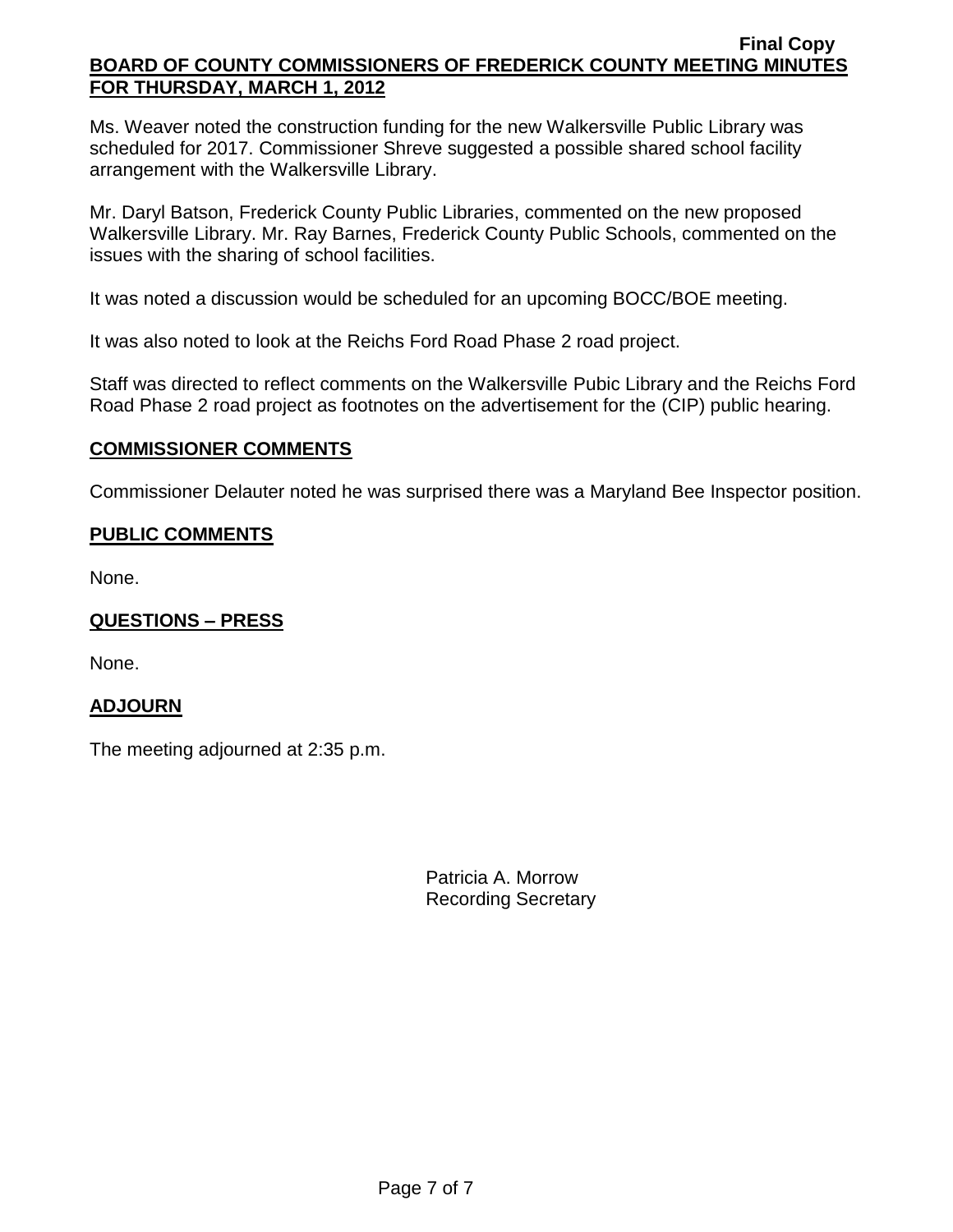Ms. Weaver noted the construction funding for the new Walkersville Public Library was scheduled for 2017. Commissioner Shreve suggested a possible shared school facility arrangement with the Walkersville Library.

Mr. Daryl Batson, Frederick County Public Libraries, commented on the new proposed Walkersville Library. Mr. Ray Barnes, Frederick County Public Schools, commented on the issues with the sharing of school facilities.

It was noted a discussion would be scheduled for an upcoming BOCC/BOE meeting.

It was also noted to look at the Reichs Ford Road Phase 2 road project.

Staff was directed to reflect comments on the Walkersville Pubic Library and the Reichs Ford Road Phase 2 road project as footnotes on the advertisement for the (CIP) public hearing.

## COMMISSIONER COMMENTS

Commissioner Delauter noted he was surprised there was a Maryland Bee Inspector position.

## PUBLIC COMMENTS

None.

## QUESTIONS – PRESS

None.

## ADJOURN

The meeting adjourned at 2:35 p.m.

Patricia A. Morrow
Recording Secretary